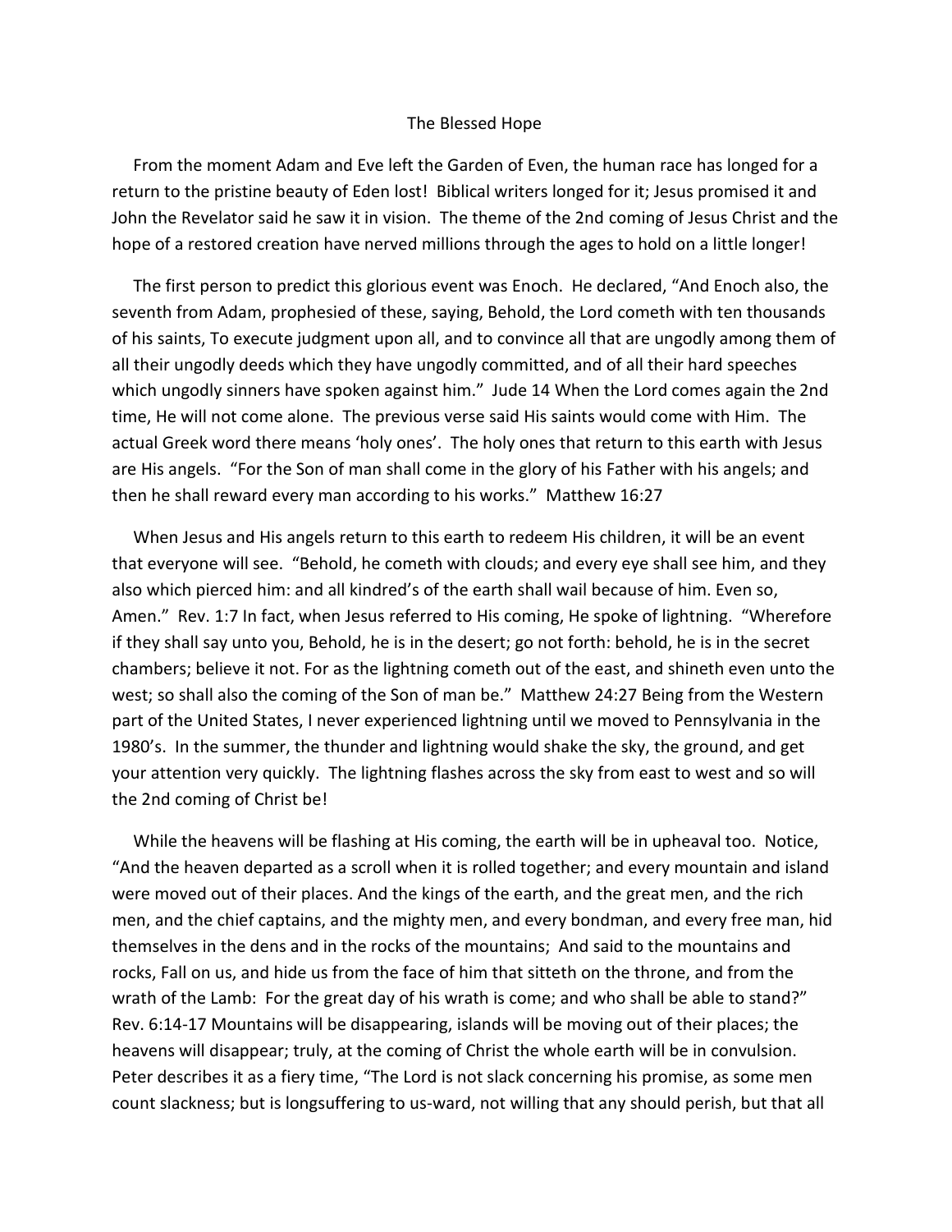# The Blessed Hope

From the moment Adam and Eve left the Garden of Even, the human race has longed for a return to the pristine beauty of Eden lost! Biblical writers longed for it; Jesus promised it and John the Revelator said he saw it in vision. The theme of the 2nd coming of Jesus Christ and the hope of a restored creation have nerved millions through the ages to hold on a little longer!

The first person to predict this glorious event was Enoch. He declared, "And Enoch also, the seventh from Adam, prophesied of these, saying, Behold, the Lord cometh with ten thousands of his saints, To execute judgment upon all, and to convince all that are ungodly among them of all their ungodly deeds which they have ungodly committed, and of all their hard speeches which ungodly sinners have spoken against him." Jude 14 When the Lord comes again the 2nd time, He will not come alone. The previous verse said His saints would come with Him. The actual Greek word there means 'holy ones'. The holy ones that return to this earth with Jesus are His angels. "For the Son of man shall come in the glory of his Father with his angels; and then he shall reward every man according to his works." Matthew 16:27

When Jesus and His angels return to this earth to redeem His children, it will be an event that everyone will see. "Behold, he cometh with clouds; and every eye shall see him, and they also which pierced him: and all kindred's of the earth shall wail because of him. Even so, Amen." Rev. 1:7 In fact, when Jesus referred to His coming, He spoke of lightning. "Wherefore if they shall say unto you, Behold, he is in the desert; go not forth: behold, he is in the secret chambers; believe it not. For as the lightning cometh out of the east, and shineth even unto the west; so shall also the coming of the Son of man be." Matthew 24:27 Being from the Western part of the United States, I never experienced lightning until we moved to Pennsylvania in the 1980's. In the summer, the thunder and lightning would shake the sky, the ground, and get your attention very quickly. The lightning flashes across the sky from east to west and so will the 2nd coming of Christ be!

While the heavens will be flashing at His coming, the earth will be in upheaval too. Notice, "And the heaven departed as a scroll when it is rolled together; and every mountain and island were moved out of their places. And the kings of the earth, and the great men, and the rich men, and the chief captains, and the mighty men, and every bondman, and every free man, hid themselves in the dens and in the rocks of the mountains; And said to the mountains and rocks, Fall on us, and hide us from the face of him that sitteth on the throne, and from the wrath of the Lamb: For the great day of his wrath is come; and who shall be able to stand?" Rev. 6:14-17 Mountains will be disappearing, islands will be moving out of their places; the heavens will disappear; truly, at the coming of Christ the whole earth will be in convulsion. Peter describes it as a fiery time, "The Lord is not slack concerning his promise, as some men count slackness; but is longsuffering to us-ward, not willing that any should perish, but that all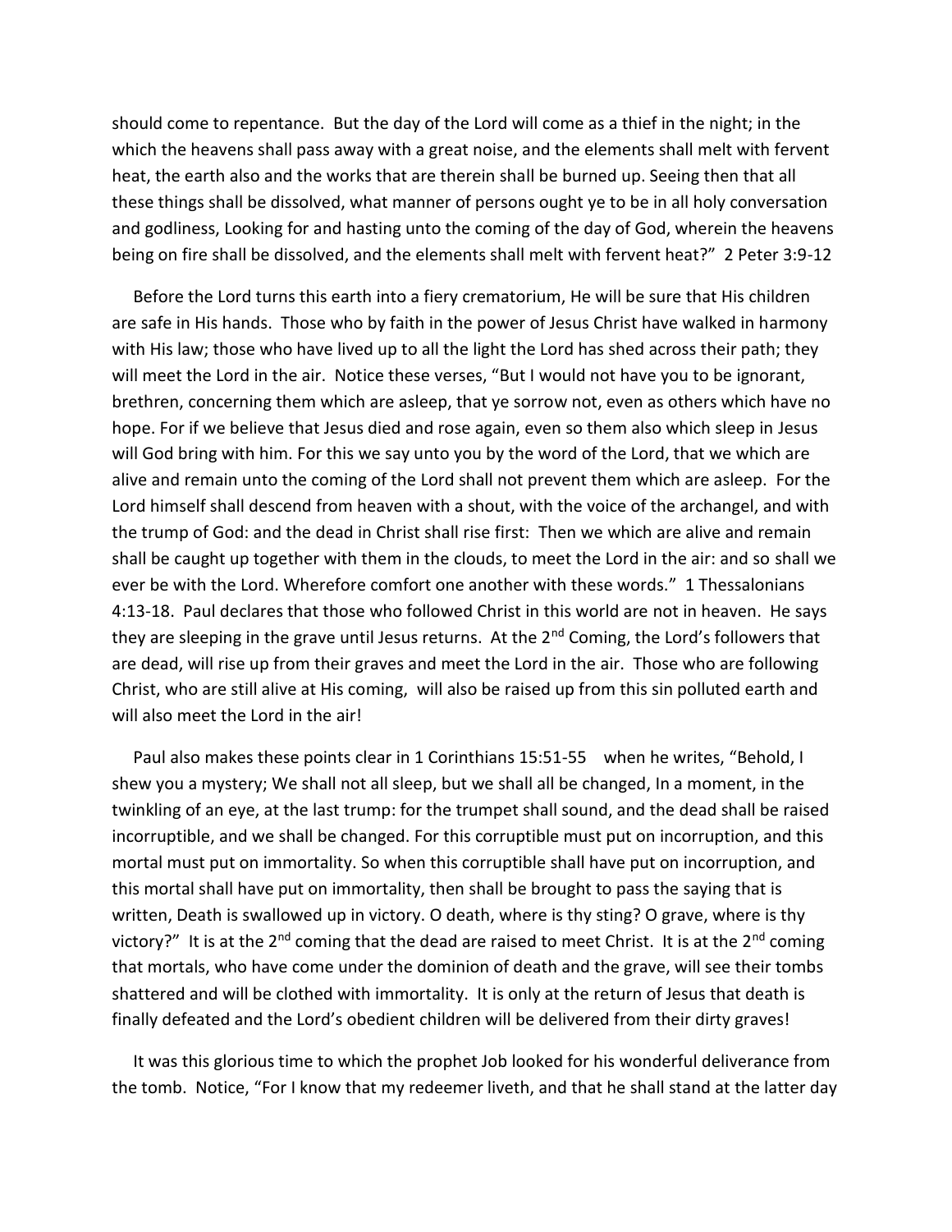should come to repentance. But the day of the Lord will come as a thief in the night; in the which the heavens shall pass away with a great noise, and the elements shall melt with fervent heat, the earth also and the works that are therein shall be burned up. Seeing then that all these things shall be dissolved, what manner of persons ought ye to be in all holy conversation and godliness, Looking for and hasting unto the coming of the day of God, wherein the heavens being on fire shall be dissolved, and the elements shall melt with fervent heat?" 2 Peter 3:9-12

Before the Lord turns this earth into a fiery crematorium, He will be sure that His children are safe in His hands. Those who by faith in the power of Jesus Christ have walked in harmony with His law; those who have lived up to all the light the Lord has shed across their path; they will meet the Lord in the air. Notice these verses, "But I would not have you to be ignorant, brethren, concerning them which are asleep, that ye sorrow not, even as others which have no hope. For if we believe that Jesus died and rose again, even so them also which sleep in Jesus will God bring with him. For this we say unto you by the word of the Lord, that we which are alive and remain unto the coming of the Lord shall not prevent them which are asleep. For the Lord himself shall descend from heaven with a shout, with the voice of the archangel, and with the trump of God: and the dead in Christ shall rise first: Then we which are alive and remain shall be caught up together with them in the clouds, to meet the Lord in the air: and so shall we ever be with the Lord. Wherefore comfort one another with these words." 1 Thessalonians 4:13-18. Paul declares that those who followed Christ in this world are not in heaven. He says they are sleeping in the grave until Jesus returns. At the 2nd Coming, the Lord's followers that are dead, will rise up from their graves and meet the Lord in the air. Those who are following Christ, who are still alive at His coming, will also be raised up from this sin polluted earth and will also meet the Lord in the air!

Paul also makes these points clear in 1 Corinthians 15:51-55 when he writes, "Behold, I shew you a mystery; We shall not all sleep, but we shall all be changed, In a moment, in the twinkling of an eye, at the last trump: for the trumpet shall sound, and the dead shall be raised incorruptible, and we shall be changed. For this corruptible must put on incorruption, and this mortal must put on immortality. So when this corruptible shall have put on incorruption, and this mortal shall have put on immortality, then shall be brought to pass the saying that is written, Death is swallowed up in victory. O death, where is thy sting? O grave, where is thy victory?" It is at the 2nd coming that the dead are raised to meet Christ. It is at the 2nd coming that mortals, who have come under the dominion of death and the grave, will see their tombs shattered and will be clothed with immortality. It is only at the return of Jesus that death is finally defeated and the Lord's obedient children will be delivered from their dirty graves!

It was this glorious time to which the prophet Job looked for his wonderful deliverance from the tomb. Notice, "For I know that my redeemer liveth, and that he shall stand at the latter day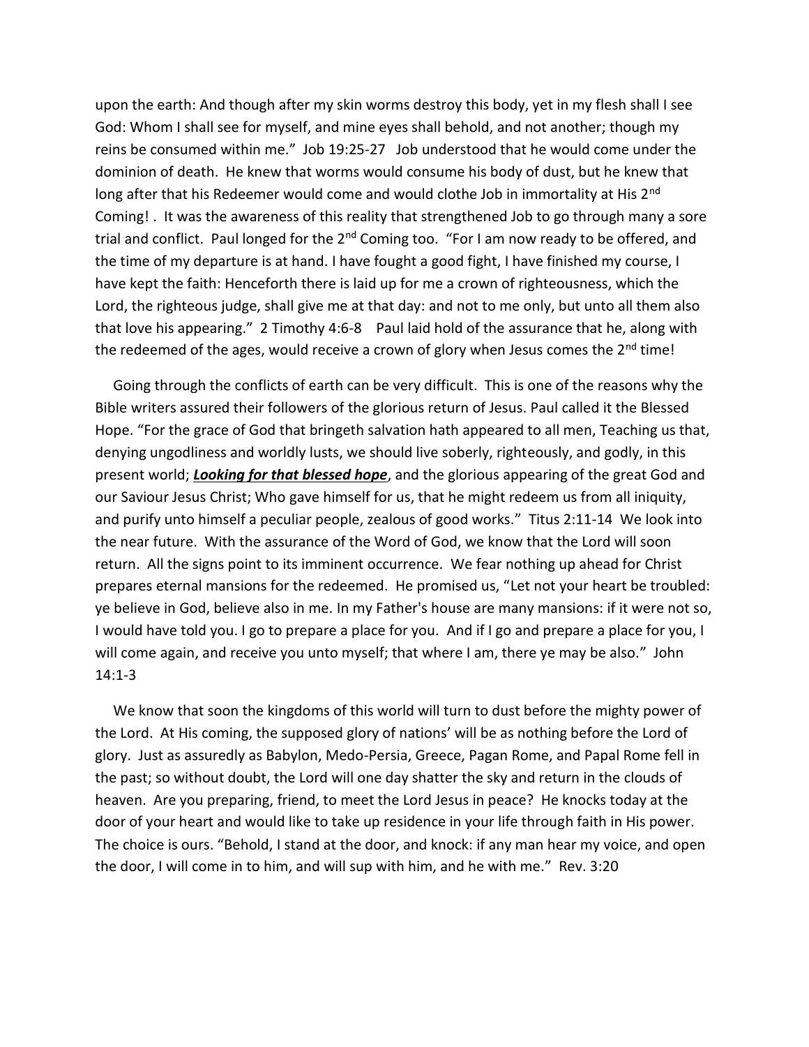upon the earth: And though after my skin worms destroy this body, yet in my flesh shall I see God: Whom I shall see for myself, and mine eyes shall behold, and not another; though my reins be consumed within me." Job 19:25-27 Job understood that he would come under the dominion of death. He knew that worms would consume his body of dust, but he knew that long after that his Redeemer would come and would clothe Job in immortality at His 2nd Coming! . It was the awareness of this reality that strengthened Job to go through many a sore trial and conflict. Paul longed for the 2nd Coming too. "For I am now ready to be offered, and the time of my departure is at hand. I have fought a good fight, I have finished my course, I have kept the faith: Henceforth there is laid up for me a crown of righteousness, which the Lord, the righteous judge, shall give me at that day: and not to me only, but unto all them also that love his appearing." 2 Timothy 4:6-8 Paul laid hold of the assurance that he, along with the redeemed of the ages, would receive a crown of glory when Jesus comes the 2nd time!

Going through the conflicts of earth can be very difficult. This is one of the reasons why the Bible writers assured their followers of the glorious return of Jesus. Paul called it the Blessed Hope. "For the grace of God that bringeth salvation hath appeared to all men, Teaching us that, denying ungodliness and worldly lusts, we should live soberly, righteously, and godly, in this present world; <u>***Looking for that blessed hope***</u>, and the glorious appearing of the great God and our Saviour Jesus Christ; Who gave himself for us, that he might redeem us from all iniquity, and purify unto himself a peculiar people, zealous of good works." Titus 2:11-14 We look into the near future. With the assurance of the Word of God, we know that the Lord will soon return. All the signs point to its imminent occurrence. We fear nothing up ahead for Christ prepares eternal mansions for the redeemed. He promised us, "Let not your heart be troubled: ye believe in God, believe also in me. In my Father's house are many mansions: if it were not so, I would have told you. I go to prepare a place for you. And if I go and prepare a place for you, I will come again, and receive you unto myself; that where I am, there ye may be also." John 14:1-3

We know that soon the kingdoms of this world will turn to dust before the mighty power of the Lord. At His coming, the supposed glory of nations' will be as nothing before the Lord of glory. Just as assuredly as Babylon, Medo-Persia, Greece, Pagan Rome, and Papal Rome fell in the past; so without doubt, the Lord will one day shatter the sky and return in the clouds of heaven. Are you preparing, friend, to meet the Lord Jesus in peace? He knocks today at the door of your heart and would like to take up residence in your life through faith in His power. The choice is ours. "Behold, I stand at the door, and knock: if any man hear my voice, and open the door, I will come in to him, and will sup with him, and he with me." Rev. 3:20